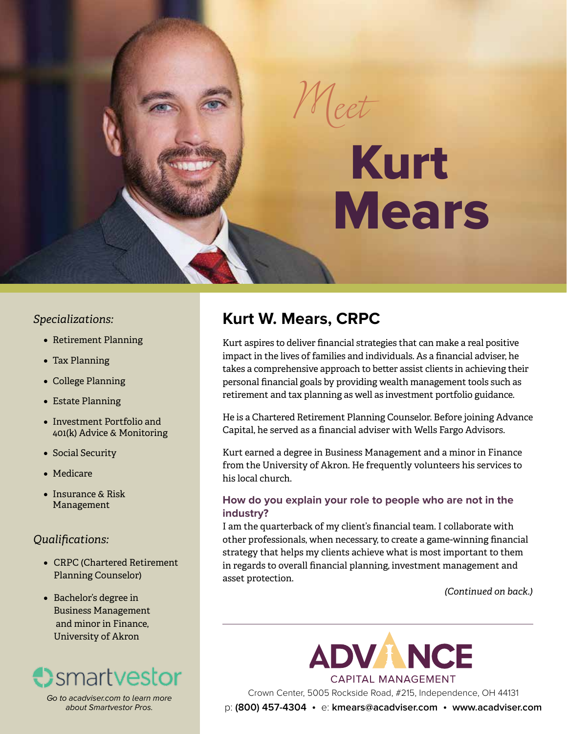# *Meet* Kurt Mears

*Specializations:*

- Retirement Planning
- Tax Planning
- College Planning
- Estate Planning
- Investment Portfolio and 401(k) Advice & Monitoring
- Social Security
- Medicare
- Insurance & Risk Management

*Qualifications:*

- CRPC (Chartered Retirement Planning Counselor)
- Bachelor's degree in Business Management and minor in Finance, University of Akron

smartvestor

*Go to acadviser.com to learn more about Smartvestor Pros.*

## Kurt W. Mears, CRPC

Kurt aspires to deliver financial strategies that can make a real positive impact in the lives of families and individuals. As a financial adviser, he takes a comprehensive approach to better assist clients in achieving their personal financial goals by providing wealth management tools such as retirement and tax planning as well as investment portfolio guidance.

He is a Chartered Retirement Planning Counselor. Before joining Advance Capital, he served as a financial adviser with Wells Fargo Advisors.

Kurt earned a degree in Business Management and a minor in Finance from the University of Akron. He frequently volunteers his services to his local church.

### How do you explain your role to people who are not in the industry?

I am the quarterback of my client's financial team. I collaborate with other professionals, when necessary, to create a game-winning financial strategy that helps my clients achieve what is most important to them in regards to overall financial planning, investment management and asset protection.

*(Continued on back.)*

---

**ADVANCE**
CAPITAL MANAGEMENT

Crown Center, 5005 Rockside Road, #215, Independence, OH 44131

p: **(800) 457-4304** • e: **kmears@acadviser.com** • **www.acadviser.com**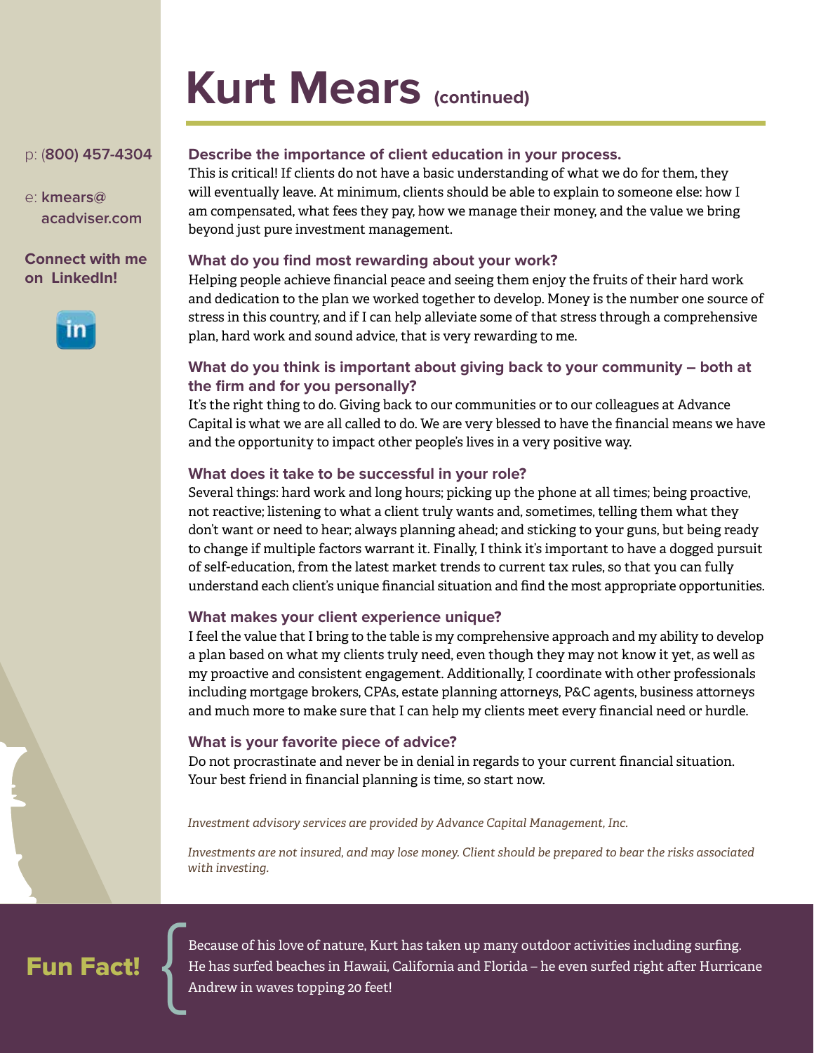# Kurt Mears (continued)

p: (800) 457-4304

e: kmears@acadviser.com

**Connect with me on LinkedIn!**

### Describe the importance of client education in your process.

This is critical! If clients do not have a basic understanding of what we do for them, they will eventually leave. At minimum, clients should be able to explain to someone else: how I am compensated, what fees they pay, how we manage their money, and the value we bring beyond just pure investment management.

### What do you find most rewarding about your work?

Helping people achieve financial peace and seeing them enjoy the fruits of their hard work and dedication to the plan we worked together to develop. Money is the number one source of stress in this country, and if I can help alleviate some of that stress through a comprehensive plan, hard work and sound advice, that is very rewarding to me.

### What do you think is important about giving back to your community – both at the firm and for you personally?

It's the right thing to do. Giving back to our communities or to our colleagues at Advance Capital is what we are all called to do. We are very blessed to have the financial means we have and the opportunity to impact other people's lives in a very positive way.

### What does it take to be successful in your role?

Several things: hard work and long hours; picking up the phone at all times; being proactive, not reactive; listening to what a client truly wants and, sometimes, telling them what they don't want or need to hear; always planning ahead; and sticking to your guns, but being ready to change if multiple factors warrant it. Finally, I think it's important to have a dogged pursuit of self-education, from the latest market trends to current tax rules, so that you can fully understand each client's unique financial situation and find the most appropriate opportunities.

### What makes your client experience unique?

I feel the value that I bring to the table is my comprehensive approach and my ability to develop a plan based on what my clients truly need, even though they may not know it yet, as well as my proactive and consistent engagement. Additionally, I coordinate with other professionals including mortgage brokers, CPAs, estate planning attorneys, P&C agents, business attorneys and much more to make sure that I can help my clients meet every financial need or hurdle.

### What is your favorite piece of advice?

Do not procrastinate and never be in denial in regards to your current financial situation. Your best friend in financial planning is time, so start now.

*Investment advisory services are provided by Advance Capital Management, Inc.*

*Investments are not insured, and may lose money. Client should be prepared to bear the risks associated with investing.*

**Fun Fact!**

Because of his love of nature, Kurt has taken up many outdoor activities including surfing. He has surfed beaches in Hawaii, California and Florida – he even surfed right after Hurricane Andrew in waves topping 20 feet!